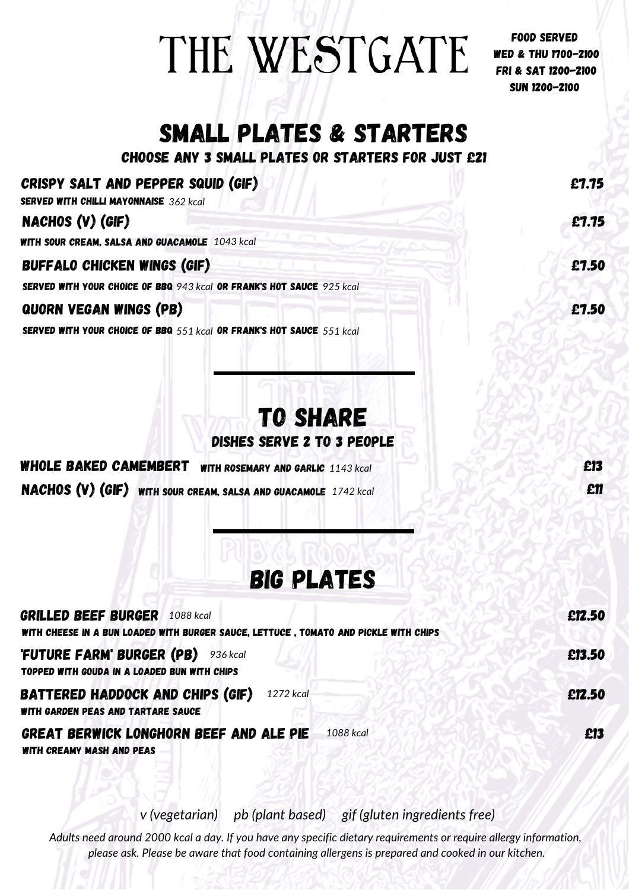# THE WESTGATE

FOOD SERVED
WED & THU 1700-2100
FRI & SAT 1200-2100
SUN 1200-2100

## SMALL PLATES & STARTERS

### CHOOSE ANY 3 SMALL PLATES OR STARTERS FOR JUST £21

**CRISPY SALT AND PEPPER SQUID (GIF)** — £7.75
SERVED WITH CHILLI MAYONNAISE *362 kcal*

**NACHOS (V) (GIF)** — £7.75
WITH SOUR CREAM, SALSA AND GUACAMOLE *1043 kcal*

**BUFFALO CHICKEN WINGS (GIF)** — £7.50
SERVED WITH YOUR CHOICE OF BBQ *943 kcal* OR FRANK'S HOT SAUCE *925 kcal*

**QUORN VEGAN WINGS (PB)** — £7.50
SERVED WITH YOUR CHOICE OF BBQ *551 kcal* OR FRANK'S HOT SAUCE *551 kcal*

## TO SHARE

### DISHES SERVE 2 TO 3 PEOPLE

**WHOLE BAKED CAMEMBERT** WITH ROSEMARY AND GARLIC *1143 kcal* — £13

**NACHOS (V) (GIF)** WITH SOUR CREAM, SALSA AND GUACAMOLE *1742 kcal* — £11

## BIG PLATES

**GRILLED BEEF BURGER** *1088 kcal* — £12.50
WITH CHEESE IN A BUN LOADED WITH BURGER SAUCE, LETTUCE , TOMATO AND PICKLE WITH CHIPS

**'FUTURE FARM' BURGER (PB)** *936 kcal* — £13.50
TOPPED WITH GOUDA IN A LOADED BUN WITH CHIPS

**BATTERED HADDOCK AND CHIPS (GIF)** *1272 kcal* — £12.50
WITH GARDEN PEAS AND TARTARE SAUCE

**GREAT BERWICK LONGHORN BEEF AND ALE PIE** *1088 kcal* — £13
WITH CREAMY MASH AND PEAS

*v (vegetarian) pb (plant based) gif (gluten ingredients free)*

*Adults need around 2000 kcal a day. If you have any specific dietary requirements or require allergy information, please ask. Please be aware that food containing allergens is prepared and cooked in our kitchen.*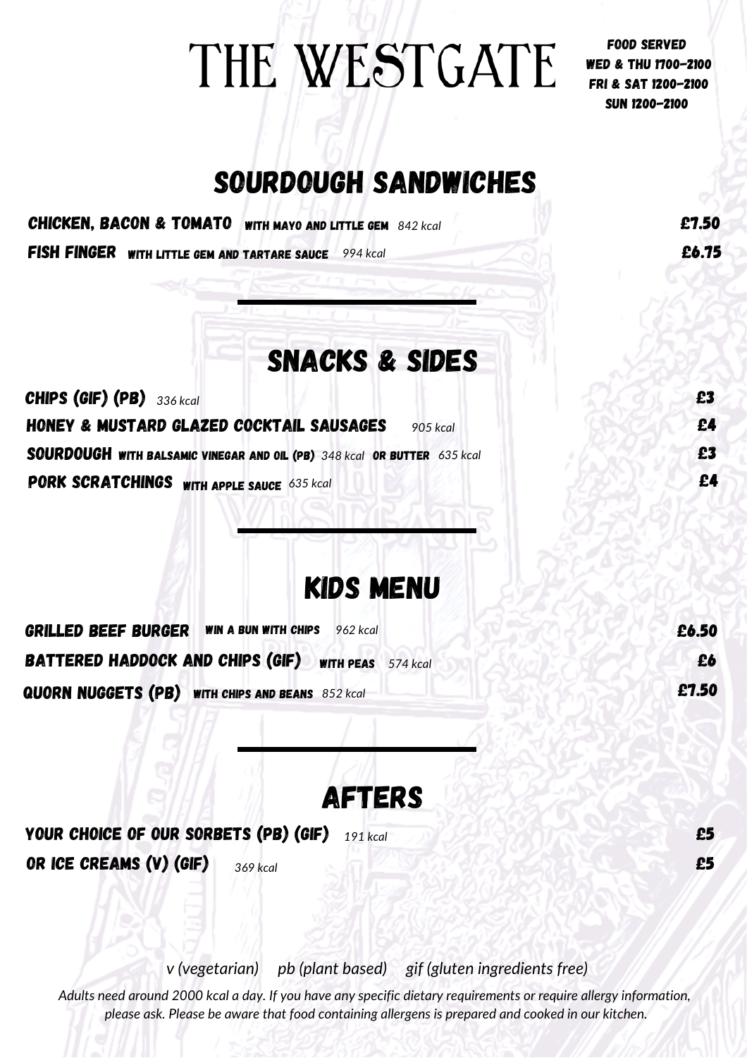# THE WESTGATE

FOOD SERVED
WED & THU 1700-2100
FRI & SAT 1200-2100
SUN 1200-2100

## SOURDOUGH SANDWICHES

**CHICKEN, BACON & TOMATO** WITH MAYO AND LITTLE GEM *842 kcal* £7.50

**FISH FINGER** WITH LITTLE GEM AND TARTARE SAUCE *994 kcal* £6.75

## SNACKS & SIDES

**CHIPS (GIF) (PB)** *336 kcal* £3

**HONEY & MUSTARD GLAZED COCKTAIL SAUSAGES** *905 kcal* £4

**SOURDOUGH** WITH BALSAMIC VINEGAR AND OIL (PB) *348 kcal* OR BUTTER *635 kcal* £3

**PORK SCRATCHINGS** WITH APPLE SAUCE *635 kcal* £4

## KIDS MENU

**GRILLED BEEF BURGER** WIN A BUN WITH CHIPS *962 kcal* £6.50

**BATTERED HADDOCK AND CHIPS (GIF)** WITH PEAS *574 kcal* £6

**QUORN NUGGETS (PB)** WITH CHIPS AND BEANS *852 kcal* £7.50

## AFTERS

**YOUR CHOICE OF OUR SORBETS (PB) (GIF)** *191 kcal* £5

**OR ICE CREAMS (V) (GIF)** *369 kcal* £5

*v (vegetarian) pb (plant based) gif (gluten ingredients free)*

*Adults need around 2000 kcal a day. If you have any specific dietary requirements or require allergy information, please ask. Please be aware that food containing allergens is prepared and cooked in our kitchen.*